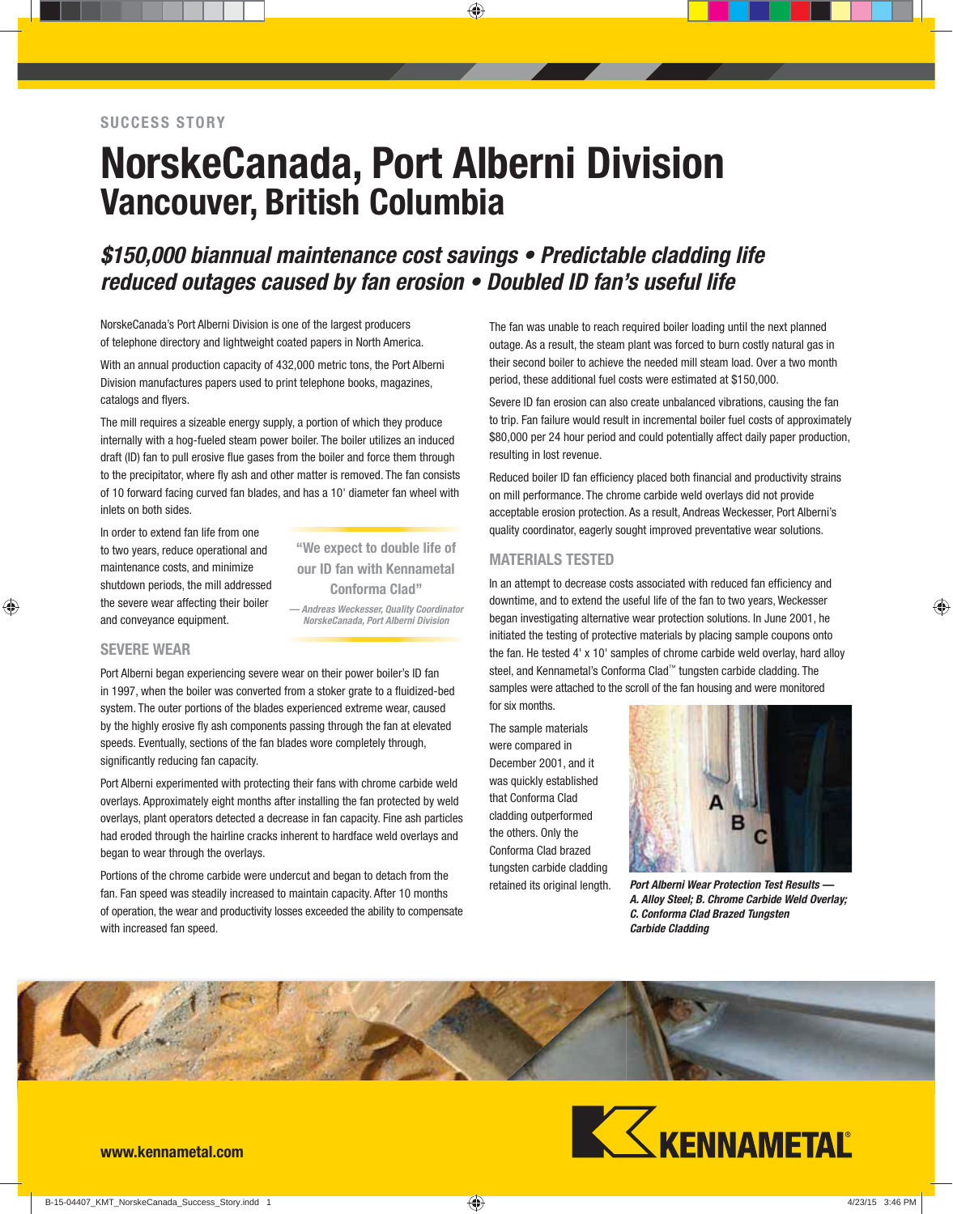SUCCESS STORY

# NorskeCanada, Port Alberni Division
## Vancouver, British Columbia

### *$150,000 biannual maintenance cost savings • Predictable cladding life reduced outages caused by fan erosion • Doubled ID fan's useful life*

NorskeCanada's Port Alberni Division is one of the largest producers of telephone directory and lightweight coated papers in North America.

With an annual production capacity of 432,000 metric tons, the Port Alberni Division manufactures papers used to print telephone books, magazines, catalogs and flyers.

The mill requires a sizeable energy supply, a portion of which they produce internally with a hog-fueled steam power boiler. The boiler utilizes an induced draft (ID) fan to pull erosive flue gases from the boiler and force them through to the precipitator, where fly ash and other matter is removed. The fan consists of 10 forward facing curved fan blades, and has a 10' diameter fan wheel with inlets on both sides.

In order to extend fan life from one to two years, reduce operational and maintenance costs, and minimize shutdown periods, the mill addressed the severe wear affecting their boiler and conveyance equipment.

> "We expect to double life of our ID fan with Kennametal Conforma Clad"
>
> *— Andreas Weckesser, Quality Coordinator NorskeCanada, Port Alberni Division*

## SEVERE WEAR

Port Alberni began experiencing severe wear on their power boiler's ID fan in 1997, when the boiler was converted from a stoker grate to a fluidized-bed system. The outer portions of the blades experienced extreme wear, caused by the highly erosive fly ash components passing through the fan at elevated speeds. Eventually, sections of the fan blades wore completely through, significantly reducing fan capacity.

Port Alberni experimented with protecting their fans with chrome carbide weld overlays. Approximately eight months after installing the fan protected by weld overlays, plant operators detected a decrease in fan capacity. Fine ash particles had eroded through the hairline cracks inherent to hardface weld overlays and began to wear through the overlays.

Portions of the chrome carbide were undercut and began to detach from the fan. Fan speed was steadily increased to maintain capacity. After 10 months of operation, the wear and productivity losses exceeded the ability to compensate with increased fan speed.

The fan was unable to reach required boiler loading until the next planned outage. As a result, the steam plant was forced to burn costly natural gas in their second boiler to achieve the needed mill steam load. Over a two month period, these additional fuel costs were estimated at $150,000.

Severe ID fan erosion can also create unbalanced vibrations, causing the fan to trip. Fan failure would result in incremental boiler fuel costs of approximately $80,000 per 24 hour period and could potentially affect daily paper production, resulting in lost revenue.

Reduced boiler ID fan efficiency placed both financial and productivity strains on mill performance. The chrome carbide weld overlays did not provide acceptable erosion protection. As a result, Andreas Weckesser, Port Alberni's quality coordinator, eagerly sought improved preventative wear solutions.

## MATERIALS TESTED

In an attempt to decrease costs associated with reduced fan efficiency and downtime, and to extend the useful life of the fan to two years, Weckesser began investigating alternative wear protection solutions. In June 2001, he initiated the testing of protective materials by placing sample coupons onto the fan. He tested 4' x 10' samples of chrome carbide weld overlay, hard alloy steel, and Kennametal's Conforma Clad™ tungsten carbide cladding. The samples were attached to the scroll of the fan housing and were monitored for six months.

The sample materials were compared in December 2001, and it was quickly established that Conforma Clad cladding outperformed the others. Only the Conforma Clad brazed tungsten carbide cladding retained its original length.

*Port Alberni Wear Protection Test Results — A. Alloy Steel; B. Chrome Carbide Weld Overlay; C. Conforma Clad Brazed Tungsten Carbide Cladding*

www.kennametal.com

KENNAMETAL®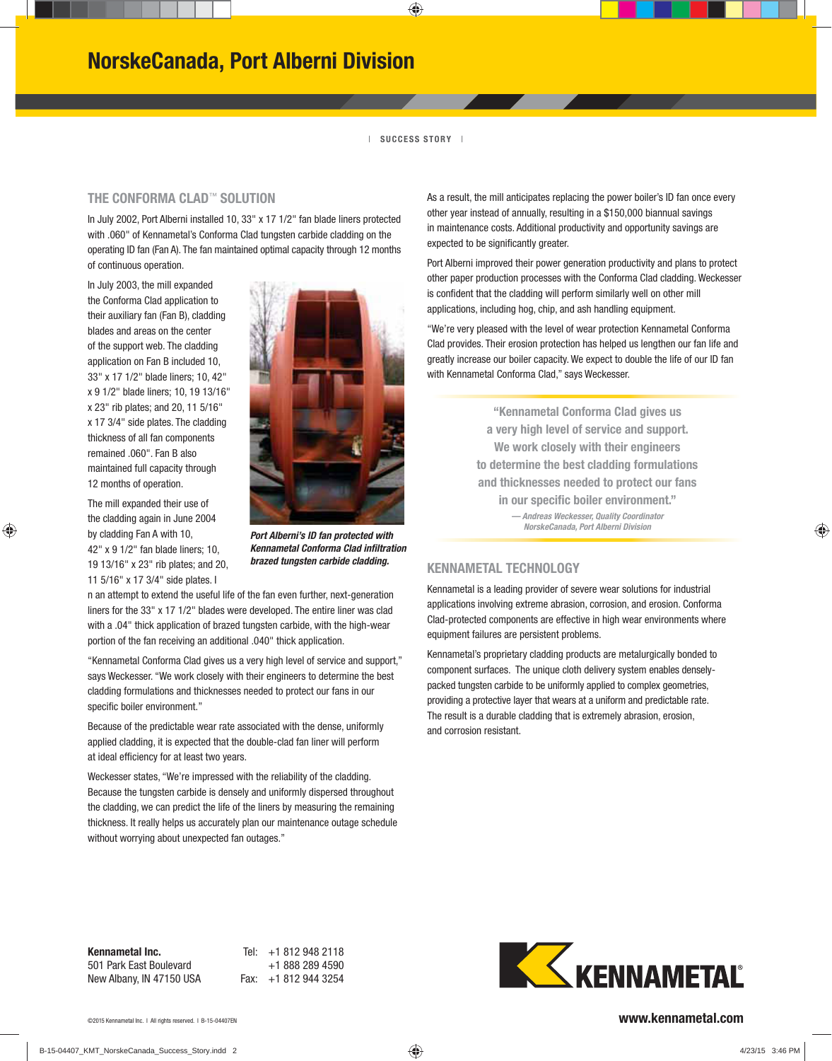# NorskeCanada, Port Alberni Division

SUCCESS STORY

## THE CONFORMA CLAD™ SOLUTION

In July 2002, Port Alberni installed 10, 33" x 17 1/2" fan blade liners protected with .060" of Kennametal's Conforma Clad tungsten carbide cladding on the operating ID fan (Fan A). The fan maintained optimal capacity through 12 months of continuous operation.

In July 2003, the mill expanded the Conforma Clad application to their auxiliary fan (Fan B), cladding blades and areas on the center of the support web. The cladding application on Fan B included 10, 33" x 17 1/2" blade liners; 10, 42" x 9 1/2" blade liners; 10, 19 13/16" x 23" rib plates; and 20, 11 5/16" x 17 3/4" side plates. The cladding thickness of all fan components remained .060". Fan B also maintained full capacity through 12 months of operation.

*Port Alberni's ID fan protected with Kennametal Conforma Clad infiltration brazed tungsten carbide cladding.*

The mill expanded their use of the cladding again in June 2004 by cladding Fan A with 10, 42" x 9 1/2" fan blade liners; 10, 19 13/16" x 23" rib plates; and 20, 11 5/16" x 17 3/4" side plates. In an attempt to extend the useful life of the fan even further, next-generation liners for the 33" x 17 1/2" blades were developed. The entire liner was clad with a .04" thick application of brazed tungsten carbide, with the high-wear portion of the fan receiving an additional .040" thick application.

"Kennametal Conforma Clad gives us a very high level of service and support," says Weckesser. "We work closely with their engineers to determine the best cladding formulations and thicknesses needed to protect our fans in our specific boiler environment."

Because of the predictable wear rate associated with the dense, uniformly applied cladding, it is expected that the double-clad fan liner will perform at ideal efficiency for at least two years.

Weckesser states, "We're impressed with the reliability of the cladding. Because the tungsten carbide is densely and uniformly dispersed throughout the cladding, we can predict the life of the liners by measuring the remaining thickness. It really helps us accurately plan our maintenance outage schedule without worrying about unexpected fan outages."

As a result, the mill anticipates replacing the power boiler's ID fan once every other year instead of annually, resulting in a $150,000 biannual savings in maintenance costs. Additional productivity and opportunity savings are expected to be significantly greater.

Port Alberni improved their power generation productivity and plans to protect other paper production processes with the Conforma Clad cladding. Weckesser is confident that the cladding will perform similarly well on other mill applications, including hog, chip, and ash handling equipment.

"We're very pleased with the level of wear protection Kennametal Conforma Clad provides. Their erosion protection has helped us lengthen our fan life and greatly increase our boiler capacity. We expect to double the life of our ID fan with Kennametal Conforma Clad," says Weckesser.

> "Kennametal Conforma Clad gives us a very high level of service and support. We work closely with their engineers to determine the best cladding formulations and thicknesses needed to protect our fans in our specific boiler environment."
>
> *— Andreas Weckesser, Quality Coordinator NorskeCanada, Port Alberni Division*

## KENNAMETAL TECHNOLOGY

Kennametal is a leading provider of severe wear solutions for industrial applications involving extreme abrasion, corrosion, and erosion. Conforma Clad-protected components are effective in high wear environments where equipment failures are persistent problems.

Kennametal's proprietary cladding products are metalurgically bonded to component surfaces. The unique cloth delivery system enables densely-packed tungsten carbide to be uniformly applied to complex geometries, providing a protective layer that wears at a uniform and predictable rate. The result is a durable cladding that is extremely abrasion, erosion, and corrosion resistant.

**Kennametal Inc.**
501 Park East Boulevard
New Albany, IN 47150 USA

Tel: +1 812 948 2118
+1 888 289 4590
Fax: +1 812 944 3254

KENNAMETAL®

©2015 Kennametal Inc. | All rights reserved. | B-15-04407EN

**www.kennametal.com**